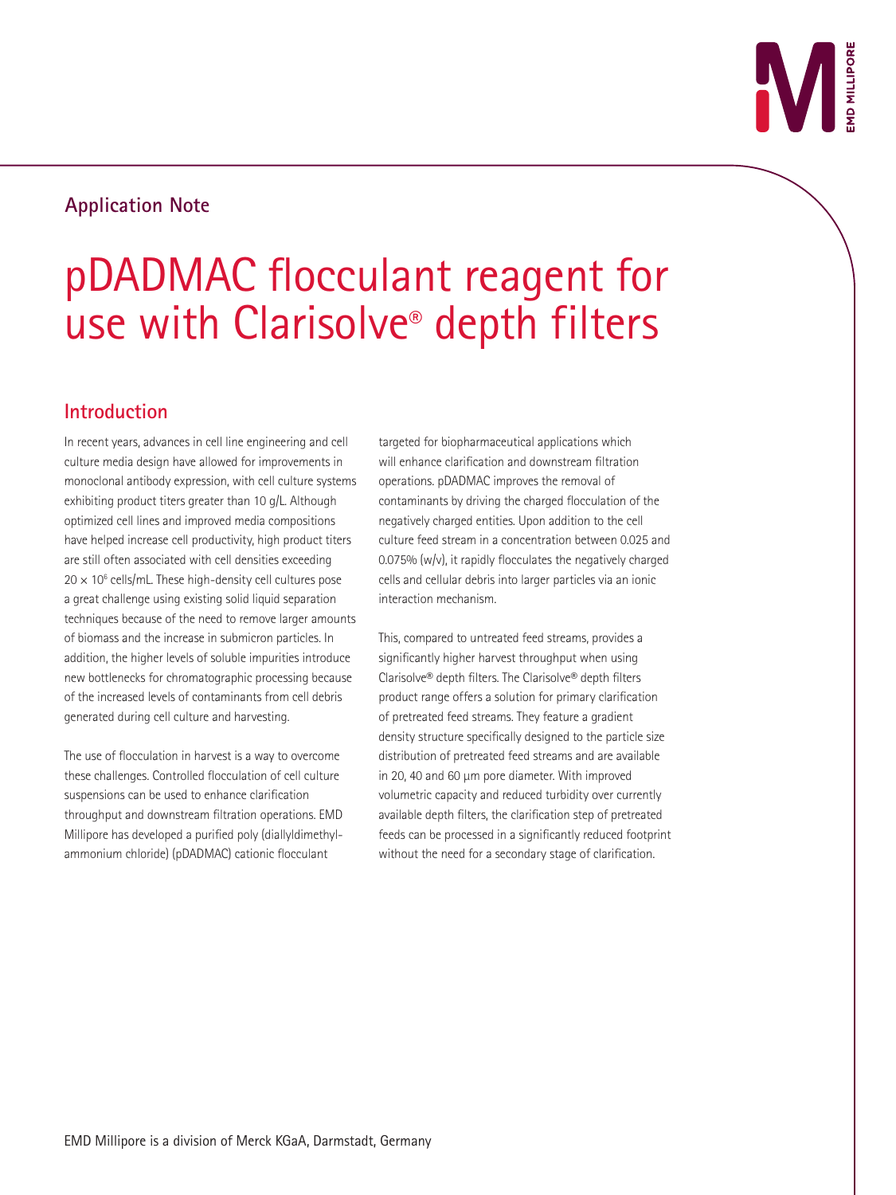Application Note

# pDADMAC flocculant reagent for use with Clarisolve® depth filters

## Introduction

In recent years, advances in cell line engineering and cell culture media design have allowed for improvements in monoclonal antibody expression, with cell culture systems exhibiting product titers greater than 10 g/L. Although optimized cell lines and improved media compositions have helped increase cell productivity, high product titers are still often associated with cell densities exceeding $20 \times 10^6$ cells/mL. These high-density cell cultures pose a great challenge using existing solid liquid separation techniques because of the need to remove larger amounts of biomass and the increase in submicron particles. In addition, the higher levels of soluble impurities introduce new bottlenecks for chromatographic processing because of the increased levels of contaminants from cell debris generated during cell culture and harvesting.

The use of flocculation in harvest is a way to overcome these challenges. Controlled flocculation of cell culture suspensions can be used to enhance clarification throughput and downstream filtration operations. EMD Millipore has developed a purified poly (diallyldimethyl-ammonium chloride) (pDADMAC) cationic flocculant targeted for biopharmaceutical applications which will enhance clarification and downstream filtration operations. pDADMAC improves the removal of contaminants by driving the charged flocculation of the negatively charged entities. Upon addition to the cell culture feed stream in a concentration between 0.025 and 0.075% (w/v), it rapidly flocculates the negatively charged cells and cellular debris into larger particles via an ionic interaction mechanism.

This, compared to untreated feed streams, provides a significantly higher harvest throughput when using Clarisolve® depth filters. The Clarisolve® depth filters product range offers a solution for primary clarification of pretreated feed streams. They feature a gradient density structure specifically designed to the particle size distribution of pretreated feed streams and are available in 20, 40 and 60 µm pore diameter. With improved volumetric capacity and reduced turbidity over currently available depth filters, the clarification step of pretreated feeds can be processed in a significantly reduced footprint without the need for a secondary stage of clarification.

EMD Millipore is a division of Merck KGaA, Darmstadt, Germany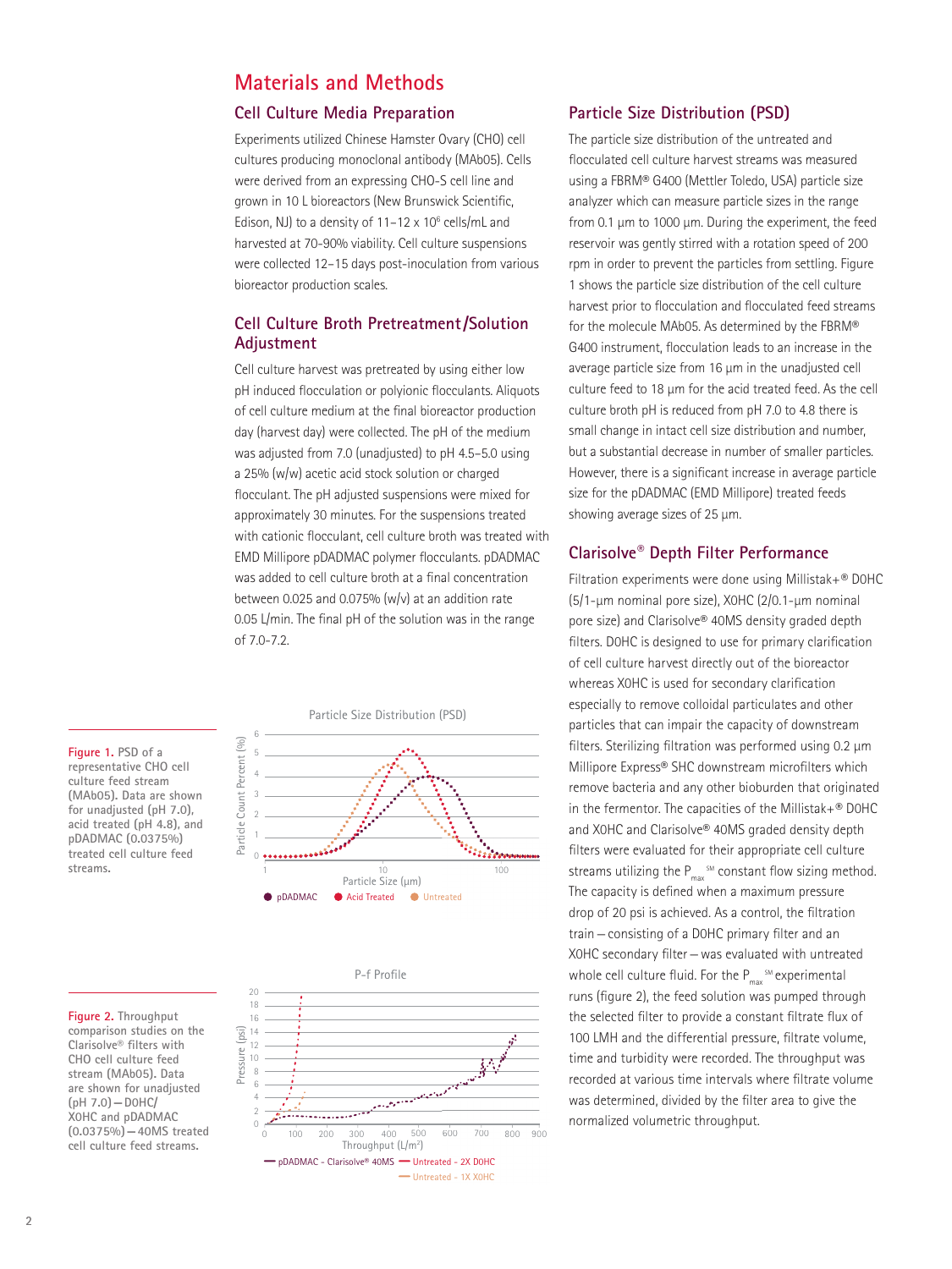# Materials and Methods

## Cell Culture Media Preparation

Experiments utilized Chinese Hamster Ovary (CHO) cell cultures producing monoclonal antibody (MAb05). Cells were derived from an expressing CHO-S cell line and grown in 10 L bioreactors (New Brunswick Scientific, Edison, NJ) to a density of 11–12 x $10^6$ cells/mL and harvested at 70-90% viability. Cell culture suspensions were collected 12–15 days post-inoculation from various bioreactor production scales.

## Cell Culture Broth Pretreatment/Solution Adjustment

Cell culture harvest was pretreated by using either low pH induced flocculation or polyionic flocculants. Aliquots of cell culture medium at the final bioreactor production day (harvest day) were collected. The pH of the medium was adjusted from 7.0 (unadjusted) to pH 4.5–5.0 using a 25% (w/w) acetic acid stock solution or charged flocculant. The pH adjusted suspensions were mixed for approximately 30 minutes. For the suspensions treated with cationic flocculant, cell culture broth was treated with EMD Millipore pDADMAC polymer flocculants. pDADMAC was added to cell culture broth at a final concentration between 0.025 and 0.075% (w/v) at an addition rate 0.05 L/min. The final pH of the solution was in the range of 7.0-7.2.

Figure 1. PSD of a representative CHO cell culture feed stream (MAb05). Data are shown for unadjusted (pH 7.0), acid treated (pH 4.8), and pDADMAC (0.0375%) treated cell culture feed streams.

Figure 2. Throughput comparison studies on the Clarisolve® filters with CHO cell culture feed stream (MAb05). Data are shown for unadjusted (pH 7.0) — D0HC/X0HC and pDADMAC (0.0375%) — 40MS treated cell culture feed streams.

## Particle Size Distribution (PSD)

The particle size distribution of the untreated and flocculated cell culture harvest streams was measured using a FBRM® G400 (Mettler Toledo, USA) particle size analyzer which can measure particle sizes in the range from 0.1 µm to 1000 µm. During the experiment, the feed reservoir was gently stirred with a rotation speed of 200 rpm in order to prevent the particles from settling. Figure 1 shows the particle size distribution of the cell culture harvest prior to flocculation and flocculated feed streams for the molecule MAb05. As determined by the FBRM® G400 instrument, flocculation leads to an increase in the average particle size from 16 µm in the unadjusted cell culture feed to 18 µm for the acid treated feed. As the cell culture broth pH is reduced from pH 7.0 to 4.8 there is small change in intact cell size distribution and number, but a substantial decrease in number of smaller particles. However, there is a significant increase in average particle size for the pDADMAC (EMD Millipore) treated feeds showing average sizes of 25 µm.

## Clarisolve® Depth Filter Performance

Filtration experiments were done using Millistak+® D0HC (5/1-µm nominal pore size), X0HC (2/0.1-µm nominal pore size) and Clarisolve® 40MS density graded depth filters. D0HC is designed to use for primary clarification of cell culture harvest directly out of the bioreactor whereas X0HC is used for secondary clarification especially to remove colloidal particulates and other particles that can impair the capacity of downstream filters. Sterilizing filtration was performed using 0.2 µm Millipore Express® SHC downstream microfilters which remove bacteria and any other bioburden that originated in the fermentor. The capacities of the Millistak+® D0HC and X0HC and Clarisolve® 40MS graded density depth filters were evaluated for their appropriate cell culture streams utilizing the $P_{max}$ SM constant flow sizing method. The capacity is defined when a maximum pressure drop of 20 psi is achieved. As a control, the filtration train — consisting of a D0HC primary filter and an X0HC secondary filter — was evaluated with untreated whole cell culture fluid. For the $P_{max}$ SM experimental runs (figure 2), the feed solution was pumped through the selected filter to provide a constant filtrate flux of 100 LMH and the differential pressure, filtrate volume, time and turbidity were recorded. The throughput was recorded at various time intervals where filtrate volume was determined, divided by the filter area to give the normalized volumetric throughput.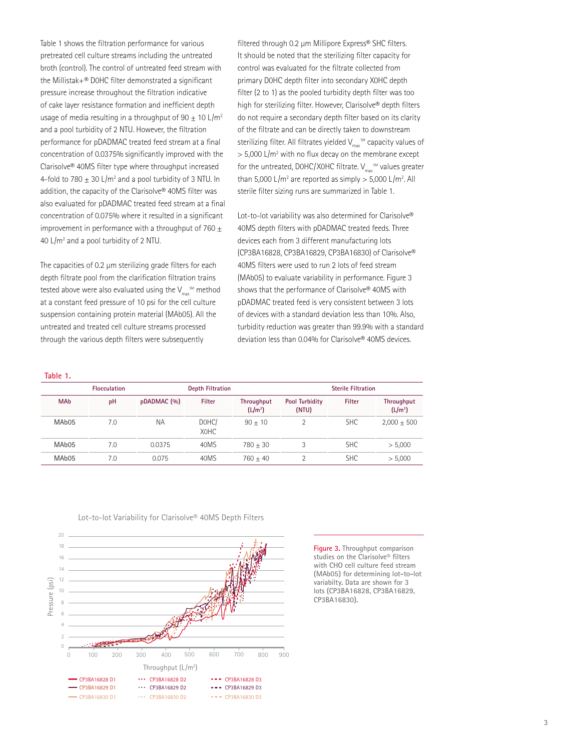Table 1 shows the filtration performance for various pretreated cell culture streams including the untreated broth (control). The control of untreated feed stream with the Millistak+® D0HC filter demonstrated a significant pressure increase throughout the filtration indicative of cake layer resistance formation and inefficient depth usage of media resulting in a throughput of 90 ± 10 L/m² and a pool turbidity of 2 NTU. However, the filtration performance for pDADMAC treated feed stream at a final concentration of 0.0375% significantly improved with the Clarisolve® 40MS filter type where throughput increased 4-fold to 780 ± 30 L/m² and a pool turbidity of 3 NTU. In addition, the capacity of the Clarisolve® 40MS filter was also evaluated for pDADMAC treated feed stream at a final concentration of 0.075% where it resulted in a significant improvement in performance with a throughput of 760 ± 40 L/m² and a pool turbidity of 2 NTU.

The capacities of 0.2 µm sterilizing grade filters for each depth filtrate pool from the clarification filtration trains tested above were also evaluated using the $V_{max}$ SM method at a constant feed pressure of 10 psi for the cell culture suspension containing protein material (MAb05). All the untreated and treated cell culture streams processed through the various depth filters were subsequently filtered through 0.2 µm Millipore Express® SHC filters. It should be noted that the sterilizing filter capacity for control was evaluated for the filtrate collected from primary D0HC depth filter into secondary X0HC depth filter (2 to 1) as the pooled turbidity depth filter was too high for sterilizing filter. However, Clarisolve® depth filters do not require a secondary depth filter based on its clarity of the filtrate and can be directly taken to downstream sterilizing filter. All filtrates yielded $V_{max}$ SM capacity values of > 5,000 L/m² with no flux decay on the membrane except for the untreated, D0HC/X0HC filtrate. $V_{max}$ SM values greater than 5,000 L/m² are reported as simply > 5,000 L/m². All sterile filter sizing runs are summarized in Table 1.

Lot-to-lot variability was also determined for Clarisolve® 40MS depth filters with pDADMAC treated feeds. Three devices each from 3 different manufacturing lots (CP3BA16828, CP3BA16829, CP3BA16830) of Clarisolve® 40MS filters were used to run 2 lots of feed stream (MAb05) to evaluate variability in performance. Figure 3 shows that the performance of Clarisolve® 40MS with pDADMAC treated feed is very consistent between 3 lots of devices with a standard deviation less than 10%. Also, turbidity reduction was greater than 99.9% with a standard deviation less than 0.04% for Clarisolve® 40MS devices.

**Table 1.**

| | Flocculation | | Depth Filtration | | | Sterile Filtration | |
|---|---|---|---|---|---|---|---|
| MAb | pH | pDADMAC (%) | Filter | Throughput (L/m²) | Pool Turbidity (NTU) | Filter | Throughput (L/m²) |
| MAb05 | 7.0 | NA | D0HC/ X0HC | 90 ± 10 | 2 | SHC | 2,000 ± 500 |
| MAb05 | 7.0 | 0.0375 | 40MS | 780 ± 30 | 3 | SHC | > 5,000 |
| MAb05 | 7.0 | 0.075 | 40MS | 760 ± 40 | 2 | SHC | > 5,000 |

Lot-to-lot Variability for Clarisolve® 40MS Depth Filters

Figure 3. Throughput comparison studies on the Clarisolve® filters with CHO cell culture feed stream (MAb05) for determining lot-to-lot variabilty. Data are shown for 3 lots (CP3BA16828, CP3BA16829, CP3BA16830).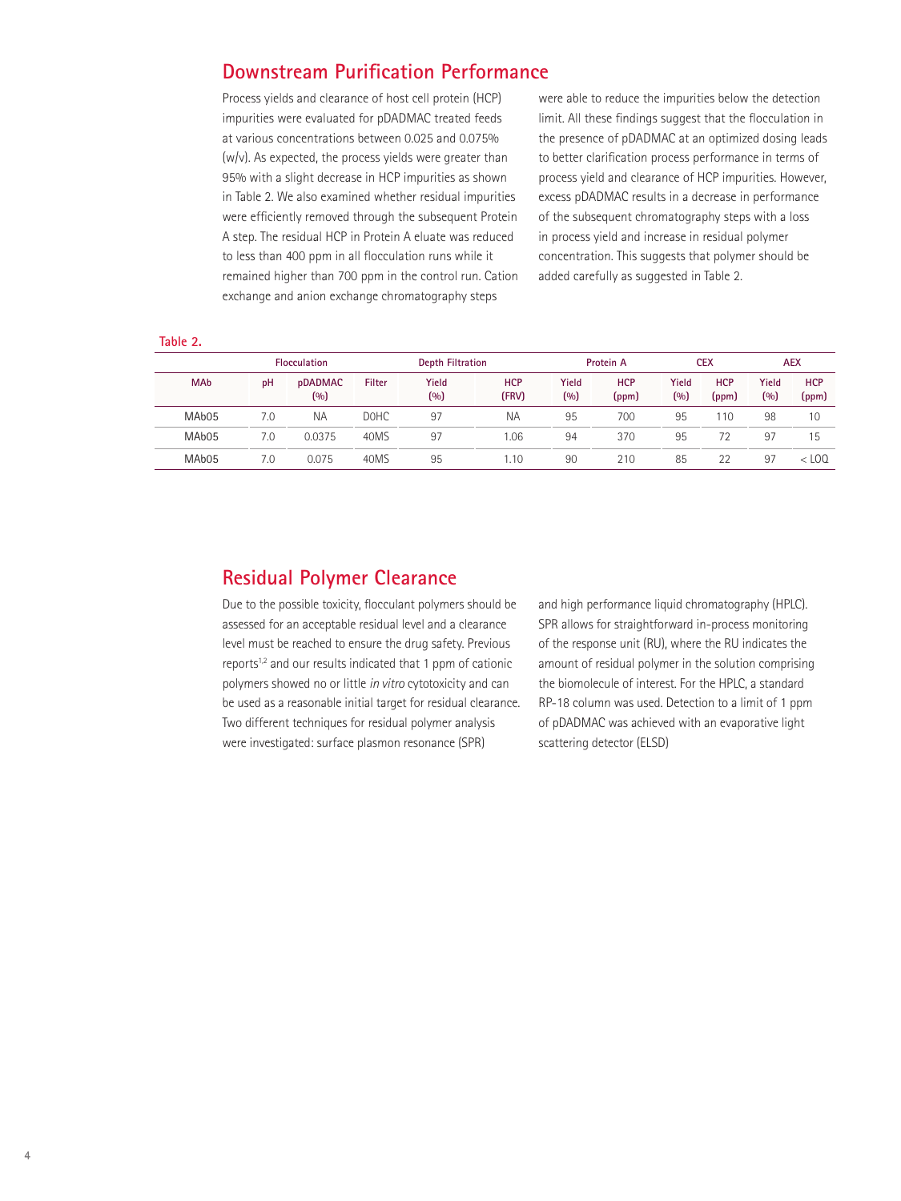## Downstream Purification Performance

Process yields and clearance of host cell protein (HCP) impurities were evaluated for pDADMAC treated feeds at various concentrations between 0.025 and 0.075% (w/v). As expected, the process yields were greater than 95% with a slight decrease in HCP impurities as shown in Table 2. We also examined whether residual impurities were efficiently removed through the subsequent Protein A step. The residual HCP in Protein A eluate was reduced to less than 400 ppm in all flocculation runs while it remained higher than 700 ppm in the control run. Cation exchange and anion exchange chromatography steps were able to reduce the impurities below the detection limit. All these findings suggest that the flocculation in the presence of pDADMAC at an optimized dosing leads to better clarification process performance in terms of process yield and clearance of HCP impurities. However, excess pDADMAC results in a decrease in performance of the subsequent chromatography steps with a loss in process yield and increase in residual polymer concentration. This suggests that polymer should be added carefully as suggested in Table 2.

**Table 2.**

| Flocculation | | | Depth Filtration | | | Protein A | | CEX | | AEX | |
|---|---|---|---|---|---|---|---|---|---|---|---|
| MAb | pH | pDADMAC (%) | Filter | Yield (%) | HCP (FRV) | Yield (%) | HCP (ppm) | Yield (%) | HCP (ppm) | Yield (%) | HCP (ppm) |
| MAb05 | 7.0 | NA | D0HC | 97 | NA | 95 | 700 | 95 | 110 | 98 | 10 |
| MAb05 | 7.0 | 0.0375 | 40MS | 97 | 1.06 | 94 | 370 | 95 | 72 | 97 | 15 |
| MAb05 | 7.0 | 0.075 | 40MS | 95 | 1.10 | 90 | 210 | 85 | 22 | 97 | < LOQ |

## Residual Polymer Clearance

Due to the possible toxicity, flocculant polymers should be assessed for an acceptable residual level and a clearance level must be reached to ensure the drug safety. Previous reports[1,2] and our results indicated that 1 ppm of cationic polymers showed no or little *in vitro* cytotoxicity and can be used as a reasonable initial target for residual clearance. Two different techniques for residual polymer analysis were investigated: surface plasmon resonance (SPR) and high performance liquid chromatography (HPLC). SPR allows for straightforward in-process monitoring of the response unit (RU), where the RU indicates the amount of residual polymer in the solution comprising the biomolecule of interest. For the HPLC, a standard RP-18 column was used. Detection to a limit of 1 ppm of pDADMAC was achieved with an evaporative light scattering detector (ELSD)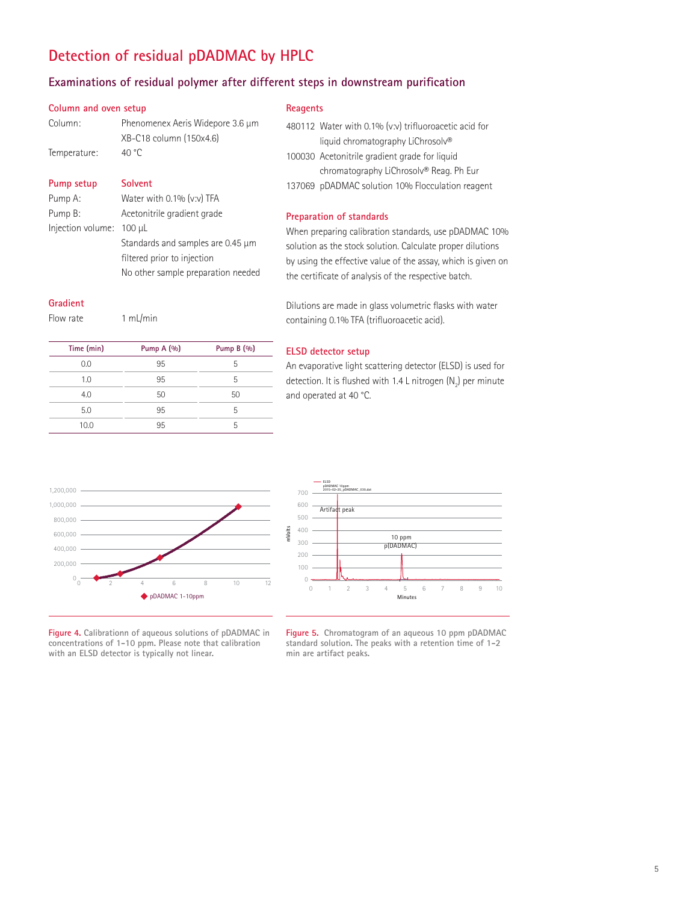# Detection of residual pDADMAC by HPLC

## Examinations of residual polymer after different steps in downstream purification

### Column and oven setup

Column: Phenomenex Aeris Widepore 3.6 µm XB-C18 column (150x4.6)

Temperature: 40 °C

### Pump setup / Solvent

Pump A: Water with 0.1% (v:v) TFA

Pump B: Acetonitrile gradient grade

Injection volume: 100 µL

Standards and samples are 0.45 µm filtered prior to injection

No other sample preparation needed

### Gradient

Flow rate: 1 mL/min

| Time (min) | Pump A (%) | Pump B (%) |
|---|---|---|
| 0.0 | 95 | 5 |
| 1.0 | 95 | 5 |
| 4.0 | 50 | 50 |
| 5.0 | 95 | 5 |
| 10.0 | 95 | 5 |

### Reagents

480112 Water with 0.1% (v:v) trifluoroacetic acid for liquid chromatography LiChrosolv®

100030 Acetonitrile gradient grade for liquid chromatography LiChrosolv® Reag. Ph Eur

137069 pDADMAC solution 10% Flocculation reagent

### Preparation of standards

When preparing calibration standards, use pDADMAC 10% solution as the stock solution. Calculate proper dilutions by using the effective value of the assay, which is given on the certificate of analysis of the respective batch.

Dilutions are made in glass volumetric flasks with water containing 0.1% TFA (trifluoroacetic acid).

### ELSD detector setup

An evaporative light scattering detector (ELSD) is used for detection. It is flushed with 1.4 L nitrogen ($N_2$) per minute and operated at 40 °C.

**Figure 4.** Calibrationn of aqueous solutions of pDADMAC in concentrations of 1–10 ppm. Please note that calibration with an ELSD detector is typically not linear.

**Figure 5.** Chromatogram of an aqueous 10 ppm pDADMAC standard solution. The peaks with a retention time of 1–2 min are artifact peaks.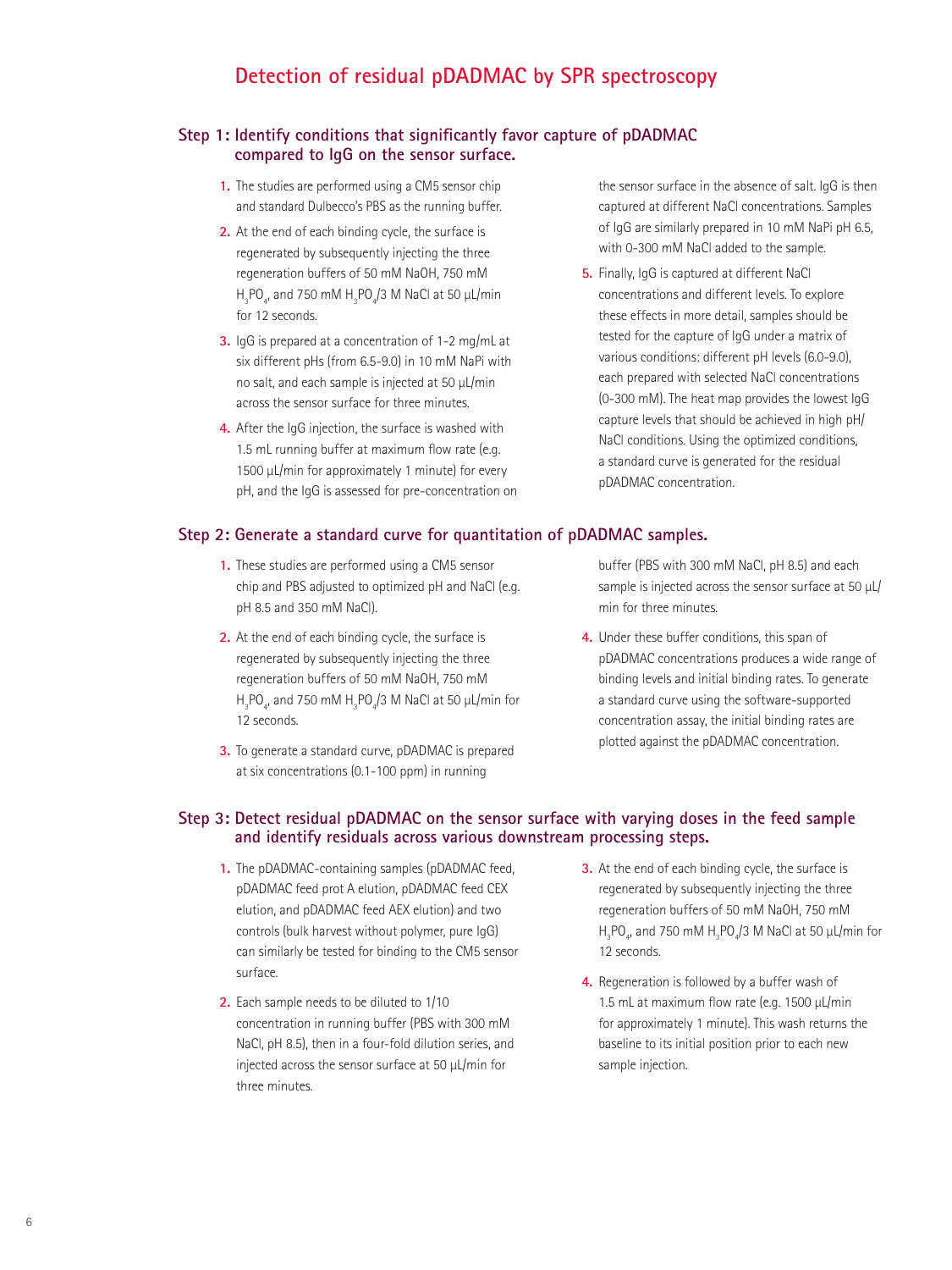# Detection of residual pDADMAC by SPR spectroscopy

## Step 1: Identify conditions that significantly favor capture of pDADMAC compared to IgG on the sensor surface.

1. The studies are performed using a CM5 sensor chip and standard Dulbecco's PBS as the running buffer.
2. At the end of each binding cycle, the surface is regenerated by subsequently injecting the three regeneration buffers of 50 mM NaOH, 750 mM $H_3PO_4$, and 750 mM $H_3PO_4$/3 M NaCl at 50 µL/min for 12 seconds.
3. IgG is prepared at a concentration of 1-2 mg/mL at six different pHs (from 6.5-9.0) in 10 mM NaPi with no salt, and each sample is injected at 50 µL/min across the sensor surface for three minutes.
4. After the IgG injection, the surface is washed with 1.5 mL running buffer at maximum flow rate (e.g. 1500 µL/min for approximately 1 minute) for every pH, and the IgG is assessed for pre-concentration on the sensor surface in the absence of salt. IgG is then captured at different NaCl concentrations. Samples of IgG are similarly prepared in 10 mM NaPi pH 6.5, with 0-300 mM NaCl added to the sample.
5. Finally, IgG is captured at different NaCl concentrations and different levels. To explore these effects in more detail, samples should be tested for the capture of IgG under a matrix of various conditions: different pH levels (6.0-9.0), each prepared with selected NaCl concentrations (0-300 mM). The heat map provides the lowest IgG capture levels that should be achieved in high pH/NaCl conditions. Using the optimized conditions, a standard curve is generated for the residual pDADMAC concentration.

## Step 2: Generate a standard curve for quantitation of pDADMAC samples.

1. These studies are performed using a CM5 sensor chip and PBS adjusted to optimized pH and NaCl (e.g. pH 8.5 and 350 mM NaCl).
2. At the end of each binding cycle, the surface is regenerated by subsequently injecting the three regeneration buffers of 50 mM NaOH, 750 mM $H_3PO_4$, and 750 mM $H_3PO_4$/3 M NaCl at 50 µL/min for 12 seconds.
3. To generate a standard curve, pDADMAC is prepared at six concentrations (0.1-100 ppm) in running buffer (PBS with 300 mM NaCl, pH 8.5) and each sample is injected across the sensor surface at 50 µL/min for three minutes.
4. Under these buffer conditions, this span of pDADMAC concentrations produces a wide range of binding levels and initial binding rates. To generate a standard curve using the software-supported concentration assay, the initial binding rates are plotted against the pDADMAC concentration.

## Step 3: Detect residual pDADMAC on the sensor surface with varying doses in the feed sample and identify residuals across various downstream processing steps.

1. The pDADMAC-containing samples (pDADMAC feed, pDADMAC feed prot A elution, pDADMAC feed CEX elution, and pDADMAC feed AEX elution) and two controls (bulk harvest without polymer, pure IgG) can similarly be tested for binding to the CM5 sensor surface.
2. Each sample needs to be diluted to 1/10 concentration in running buffer (PBS with 300 mM NaCl, pH 8.5), then in a four-fold dilution series, and injected across the sensor surface at 50 µL/min for three minutes.
3. At the end of each binding cycle, the surface is regenerated by subsequently injecting the three regeneration buffers of 50 mM NaOH, 750 mM $H_3PO_4$, and 750 mM $H_3PO_4$/3 M NaCl at 50 µL/min for 12 seconds.
4. Regeneration is followed by a buffer wash of 1.5 mL at maximum flow rate (e.g. 1500 µL/min for approximately 1 minute). This wash returns the baseline to its initial position prior to each new sample injection.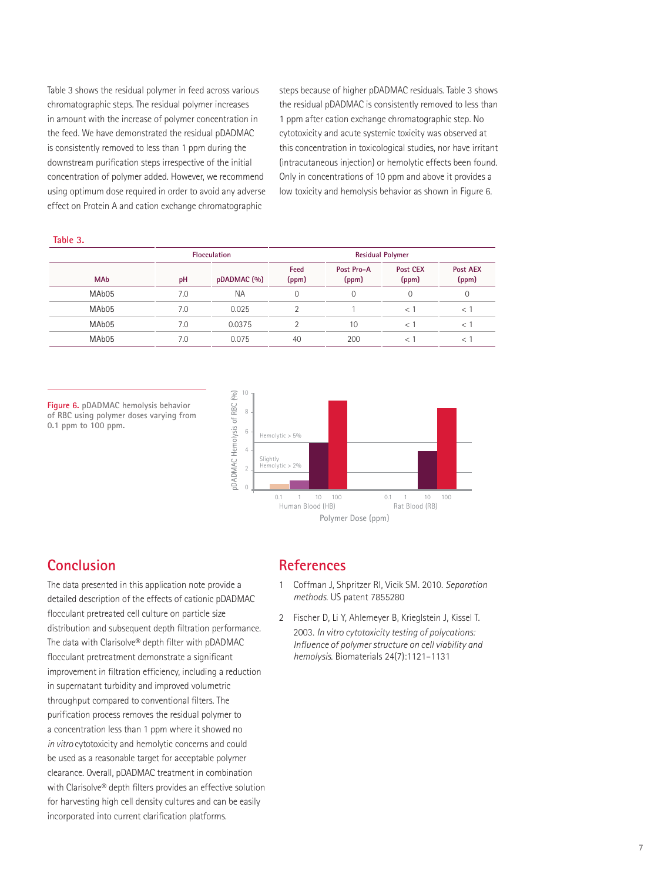Table 3 shows the residual polymer in feed across various chromatographic steps. The residual polymer increases in amount with the increase of polymer concentration in the feed. We have demonstrated the residual pDADMAC is consistently removed to less than 1 ppm during the downstream purification steps irrespective of the initial concentration of polymer added. However, we recommend using optimum dose required in order to avoid any adverse effect on Protein A and cation exchange chromatographic steps because of higher pDADMAC residuals. Table 3 shows the residual pDADMAC is consistently removed to less than 1 ppm after cation exchange chromatographic step. No cytotoxicity and acute systemic toxicity was observed at this concentration in toxicological studies, nor have irritant (intracutaneous injection) or hemolytic effects been found. Only in concentrations of 10 ppm and above it provides a low toxicity and hemolysis behavior as shown in Figure 6.

**Table 3.**

| | Flocculation | | Residual Polymer | | | |
|---|---|---|---|---|---|---|
| MAb | pH | pDADMAC (%) | Feed (ppm) | Post Pro-A (ppm) | Post CEX (ppm) | Post AEX (ppm) |
| MAb05 | 7.0 | NA | 0 | 0 | 0 | 0 |
| MAb05 | 7.0 | 0.025 | 2 | 1 | < 1 | < 1 |
| MAb05 | 7.0 | 0.0375 | 2 | 10 | < 1 | < 1 |
| MAb05 | 7.0 | 0.075 | 40 | 200 | < 1 | < 1 |

**Figure 6.** pDADMAC hemolysis behavior of RBC using polymer doses varying from 0.1 ppm to 100 ppm.

## Conclusion

The data presented in this application note provide a detailed description of the effects of cationic pDADMAC flocculant pretreated cell culture on particle size distribution and subsequent depth filtration performance. The data with Clarisolve® depth filter with pDADMAC flocculant pretreatment demonstrate a significant improvement in filtration efficiency, including a reduction in supernatant turbidity and improved volumetric throughput compared to conventional filters. The purification process removes the residual polymer to a concentration less than 1 ppm where it showed no *in vitro* cytotoxicity and hemolytic concerns and could be used as a reasonable target for acceptable polymer clearance. Overall, pDADMAC treatment in combination with Clarisolve® depth filters provides an effective solution for harvesting high cell density cultures and can be easily incorporated into current clarification platforms.

## References

1. Coffman J, Shpritzer RI, Vicik SM. 2010. *Separation methods.* US patent 7855280
2. Fischer D, Li Y, Ahlemeyer B, Krieglstein J, Kissel T. 2003. *In vitro cytotoxicity testing of polycations: Influence of polymer structure on cell viability and hemolysis.* Biomaterials 24(7):1121–1131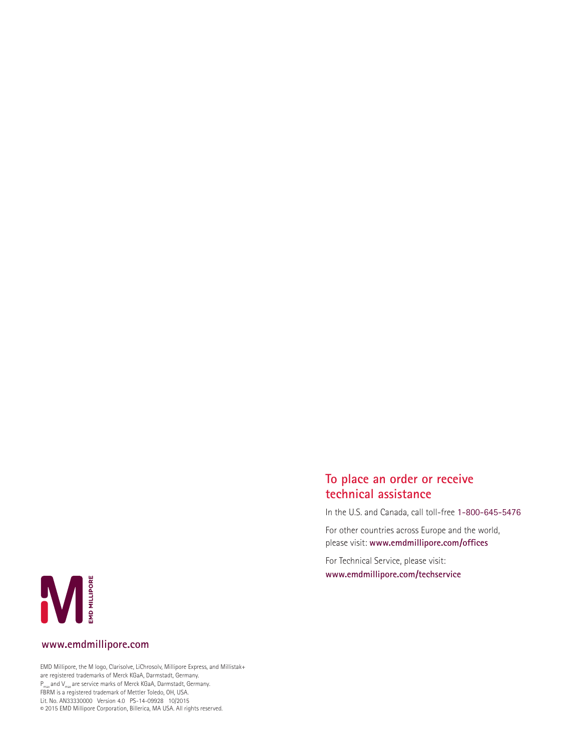## To place an order or receive technical assistance

In the U.S. and Canada, call toll-free 1-800-645-5476

For other countries across Europe and the world, please visit: **www.emdmillipore.com/offices**

For Technical Service, please visit: **www.emdmillipore.com/techservice**

EMD MILLIPORE

**www.emdmillipore.com**

EMD Millipore, the M logo, Clarisolve, LiChrosolv, Millipore Express, and Millistak+ are registered trademarks of Merck KGaA, Darmstadt, Germany.
$P_{max}$ and $V_{max}$ are service marks of Merck KGaA, Darmstadt, Germany.
FBRM is a registered trademark of Mettler Toledo, OH, USA.
Lit. No. AN33330000 Version 4.0 PS-14-09928 10/2015
© 2015 EMD Millipore Corporation, Billerica, MA USA. All rights reserved.